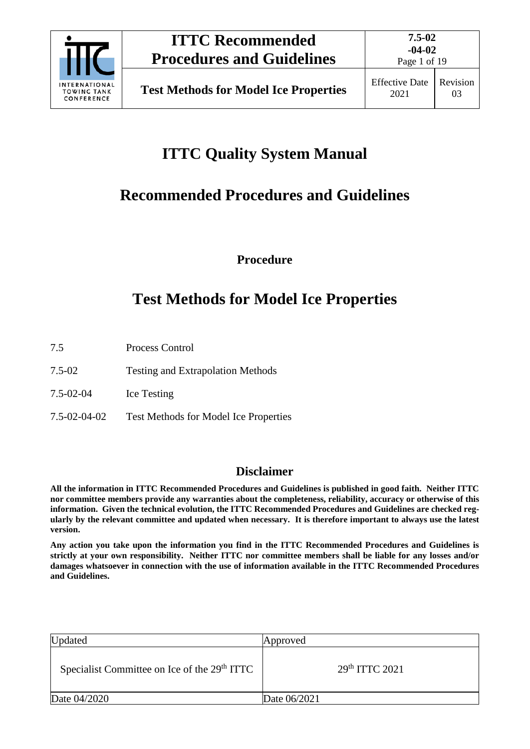# ITTC Quality System Manual

# Recommended Procedures and Guidelines

**Procedure**

# Test Methods for Model Ice Properties

| | |
|---|---|
| 7.5 | Process Control |
| 7.5-02 | Testing and Extrapolation Methods |
| 7.5-02-04 | Ice Testing |
| 7.5-02-04-02 | Test Methods for Model Ice Properties |

## Disclaimer

**All the information in ITTC Recommended Procedures and Guidelines is published in good faith. Neither ITTC nor committee members provide any warranties about the completeness, reliability, accuracy or otherwise of this information. Given the technical evolution, the ITTC Recommended Procedures and Guidelines are checked regularly by the relevant committee and updated when necessary. It is therefore important to always use the latest version.**

**Any action you take upon the information you find in the ITTC Recommended Procedures and Guidelines is strictly at your own responsibility. Neither ITTC nor committee members shall be liable for any losses and/or damages whatsoever in connection with the use of information available in the ITTC Recommended Procedures and Guidelines.**

| Updated | Approved |
|---|---|
| Specialist Committee on Ice of the 29th ITTC | 29th ITTC 2021 |
| Date 04/2020 | Date 06/2021 |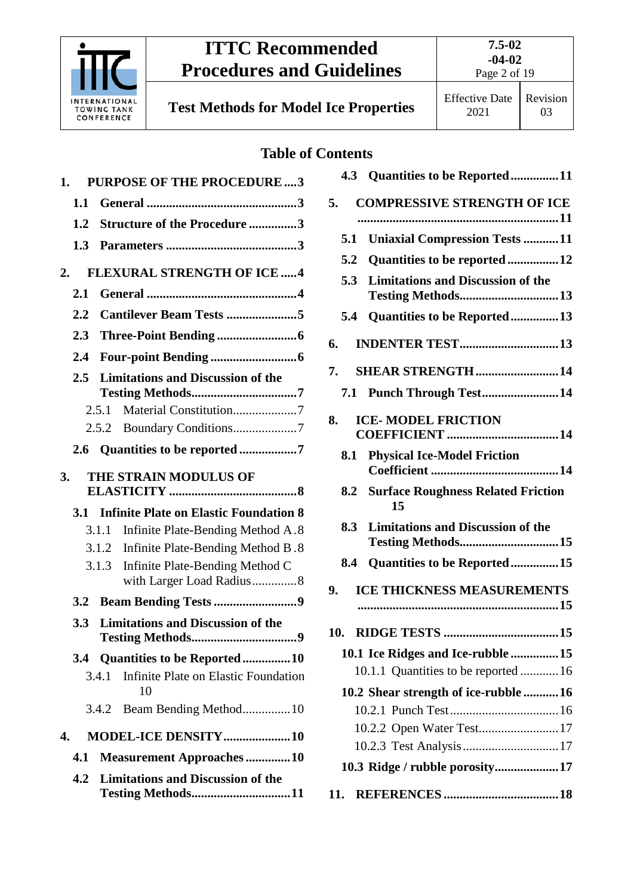## Table of Contents

1. PURPOSE OF THE PROCEDURE .... 3
   - 1.1 General .... 3
   - 1.2 Structure of the Procedure .... 3
   - 1.3 Parameters .... 3
2. FLEXURAL STRENGTH OF ICE .... 4
   - 2.1 General .... 4
   - 2.2 Cantilever Beam Tests .... 5
   - 2.3 Three-Point Bending .... 6
   - 2.4 Four-point Bending .... 6
   - 2.5 Limitations and Discussion of the Testing Methods .... 7
     - 2.5.1 Material Constitution .... 7
     - 2.5.2 Boundary Conditions .... 7
   - 2.6 Quantities to be reported .... 7
3. THE STRAIN MODULUS OF ELASTICITY .... 8
   - 3.1 Infinite Plate on Elastic Foundation 8
     - 3.1.1 Infinite Plate-Bending Method A .8
     - 3.1.2 Infinite Plate-Bending Method B .8
     - 3.1.3 Infinite Plate-Bending Method C with Larger Load Radius .... 8
   - 3.2 Beam Bending Tests .... 9
   - 3.3 Limitations and Discussion of the Testing Methods .... 9
   - 3.4 Quantities to be Reported .... 10
     - 3.4.1 Infinite Plate on Elastic Foundation 10
     - 3.4.2 Beam Bending Method .... 10
4. MODEL-ICE DENSITY .... 10
   - 4.1 Measurement Approaches .... 10
   - 4.2 Limitations and Discussion of the Testing Methods .... 11
   - 4.3 Quantities to be Reported .... 11
5. COMPRESSIVE STRENGTH OF ICE .... 11
   - 5.1 Uniaxial Compression Tests .... 11
   - 5.2 Quantities to be reported .... 12
   - 5.3 Limitations and Discussion of the Testing Methods .... 13
   - 5.4 Quantities to be Reported .... 13
6. INDENTER TEST .... 13
7. SHEAR STRENGTH .... 14
   - 7.1 Punch Through Test .... 14
8. ICE- MODEL FRICTION COEFFICIENT .... 14
   - 8.1 Physical Ice-Model Friction Coefficient .... 14
   - 8.2 Surface Roughness Related Friction 15
   - 8.3 Limitations and Discussion of the Testing Methods .... 15
   - 8.4 Quantities to be Reported .... 15
9. ICE THICKNESS MEASUREMENTS .... 15
10. RIDGE TESTS .... 15
    - 10.1 Ice Ridges and Ice-rubble .... 15
      - 10.1.1 Quantities to be reported .... 16
    - 10.2 Shear strength of ice-rubble .... 16
      - 10.2.1 Punch Test .... 16
      - 10.2.2 Open Water Test .... 17
      - 10.2.3 Test Analysis .... 17
    - 10.3 Ridge / rubble porosity .... 17
11. REFERENCES .... 18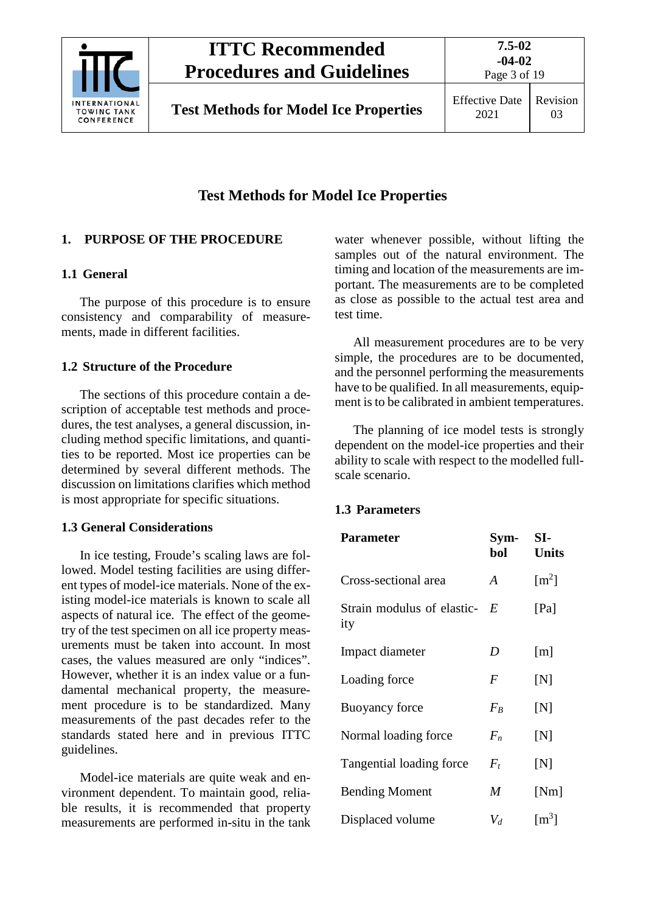## Test Methods for Model Ice Properties

### 1. PURPOSE OF THE PROCEDURE

#### 1.1 General

The purpose of this procedure is to ensure consistency and comparability of measurements, made in different facilities.

#### 1.2 Structure of the Procedure

The sections of this procedure contain a description of acceptable test methods and procedures, the test analyses, a general discussion, including method specific limitations, and quantities to be reported. Most ice properties can be determined by several different methods. The discussion on limitations clarifies which method is most appropriate for specific situations.

#### 1.3 General Considerations

In ice testing, Froude's scaling laws are followed. Model testing facilities are using different types of model-ice materials. None of the existing model-ice materials is known to scale all aspects of natural ice. The effect of the geometry of the test specimen on all ice property measurements must be taken into account. In most cases, the values measured are only "indices". However, whether it is an index value or a fundamental mechanical property, the measurement procedure is to be standardized. Many measurements of the past decades refer to the standards stated here and in previous ITTC guidelines.

Model-ice materials are quite weak and environment dependent. To maintain good, reliable results, it is recommended that property measurements are performed in-situ in the tank water whenever possible, without lifting the samples out of the natural environment. The timing and location of the measurements are important. The measurements are to be completed as close as possible to the actual test area and test time.

All measurement procedures are to be very simple, the procedures are to be documented, and the personnel performing the measurements have to be qualified. In all measurements, equipment is to be calibrated in ambient temperatures.

The planning of ice model tests is strongly dependent on the model-ice properties and their ability to scale with respect to the modelled full-scale scenario.

#### 1.3 Parameters

| Parameter | Symbol | SI-Units |
|---|---|---|
| Cross-sectional area | $A$ | [m$^2$] |
| Strain modulus of elasticity | $E$ | [Pa] |
| Impact diameter | $D$ | [m] |
| Loading force | $F$ | [N] |
| Buoyancy force | $F_B$ | [N] |
| Normal loading force | $F_n$ | [N] |
| Tangential loading force | $F_t$ | [N] |
| Bending Moment | $M$ | [Nm] |
| Displaced volume | $V_d$ | [m$^3$] |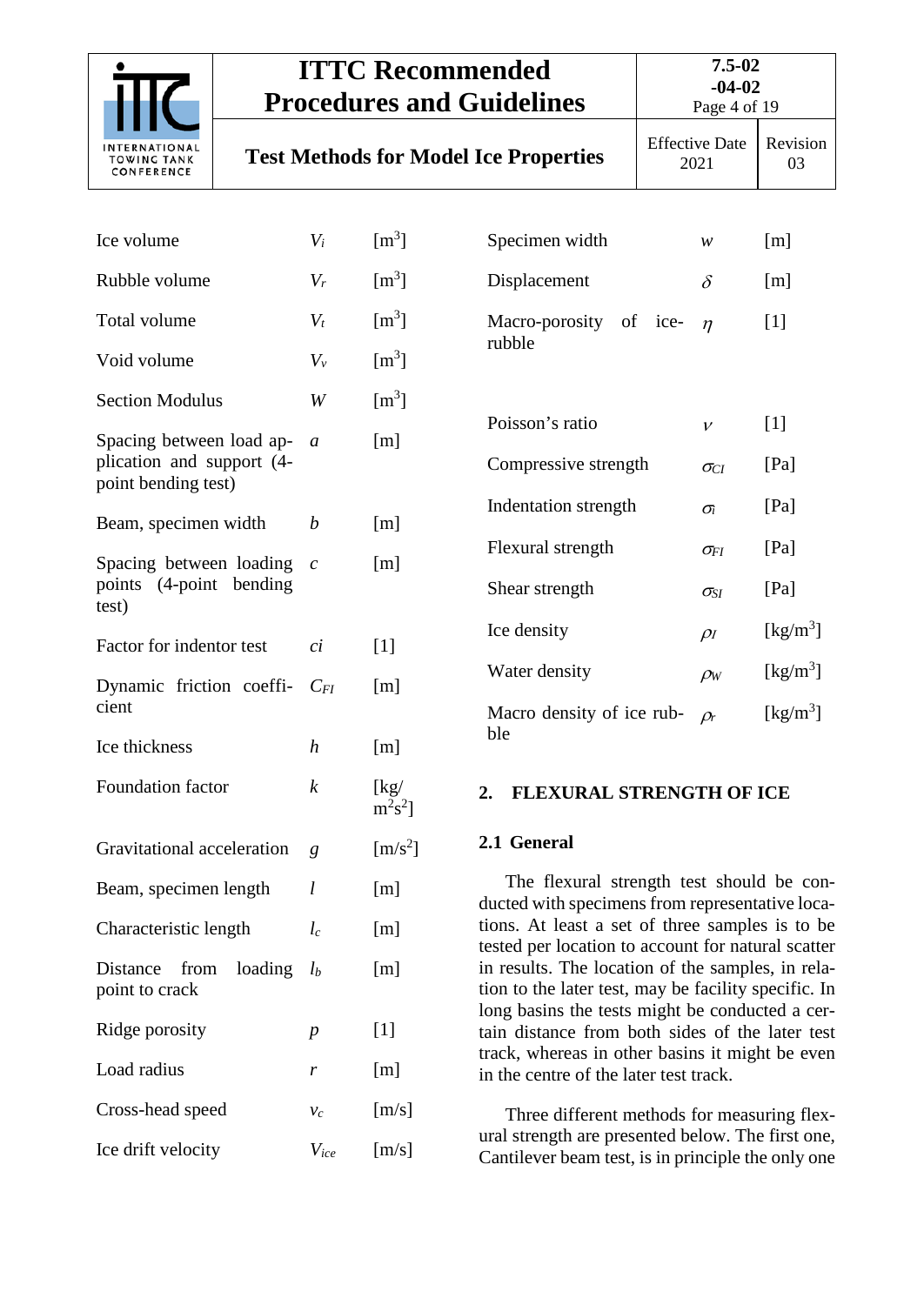| | | |
|---|---|---|
| Ice volume | $V_i$ | [m$^3$] |
| Rubble volume | $V_r$ | [m$^3$] |
| Total volume | $V_t$ | [m$^3$] |
| Void volume | $V_v$ | [m$^3$] |
| Section Modulus | $W$ | [m$^3$] |
| Spacing between load application and support (4-point bending test) | $a$ | [m] |
| Beam, specimen width | $b$ | [m] |
| Spacing between loading points (4-point bending test) | $c$ | [m] |
| Factor for indentor test | $ci$ | [1] |
| Dynamic friction coefficient | $C_{FI}$ | [m] |
| Ice thickness | $h$ | [m] |
| Foundation factor | $k$ | [kg/m$^2$s$^2$] |
| Gravitational acceleration | $g$ | [m/s$^2$] |
| Beam, specimen length | $l$ | [m] |
| Characteristic length | $l_c$ | [m] |
| Distance from loading point to crack | $l_b$ | [m] |
| Ridge porosity | $p$ | [1] |
| Load radius | $r$ | [m] |
| Cross-head speed | $v_c$ | [m/s] |
| Ice drift velocity | $V_{ice}$ | [m/s] |
| Specimen width | $w$ | [m] |
| Displacement | $\delta$ | [m] |
| Macro-porosity of ice-rubble | $\eta$ | [1] |
| Poisson's ratio | $\nu$ | [1] |
| Compressive strength | $\sigma_{CI}$ | [Pa] |
| Indentation strength | $\sigma_i$ | [Pa] |
| Flexural strength | $\sigma_{FI}$ | [Pa] |
| Shear strength | $\sigma_{SI}$ | [Pa] |
| Ice density | $\rho_I$ | [kg/m$^3$] |
| Water density | $\rho_W$ | [kg/m$^3$] |
| Macro density of ice rubble | $\rho_r$ | [kg/m$^3$] |

## 2. FLEXURAL STRENGTH OF ICE

### 2.1 General

The flexural strength test should be conducted with specimens from representative locations. At least a set of three samples is to be tested per location to account for natural scatter in results. The location of the samples, in relation to the later test, may be facility specific. In long basins the tests might be conducted a certain distance from both sides of the later test track, whereas in other basins it might be even in the centre of the later test track.

Three different methods for measuring flexural strength are presented below. The first one, Cantilever beam test, is in principle the only one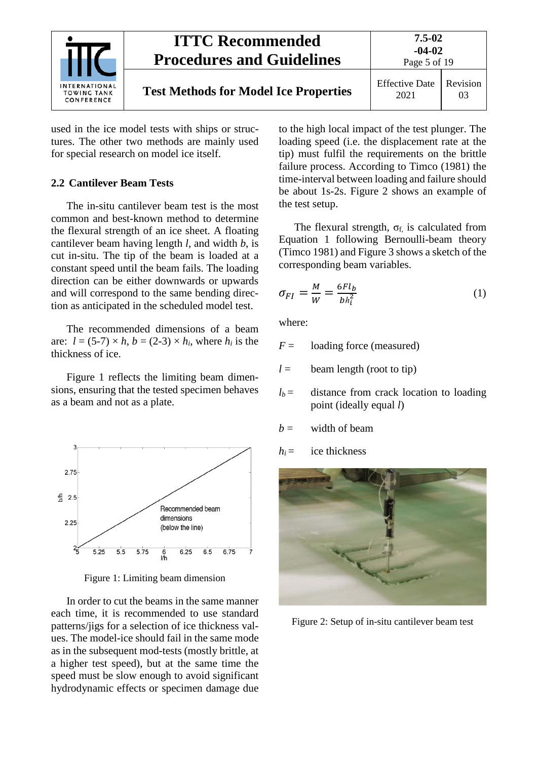used in the ice model tests with ships or structures. The other two methods are mainly used for special research on model ice itself.

## 2.2 Cantilever Beam Tests

The in-situ cantilever beam test is the most common and best-known method to determine the flexural strength of an ice sheet. A floating cantilever beam having length $l$, and width $b$, is cut in-situ. The tip of the beam is loaded at a constant speed until the beam fails. The loading direction can be either downwards or upwards and will correspond to the same bending direction as anticipated in the scheduled model test.

The recommended dimensions of a beam are: $l = (5\text{-}7) \times h$, $b = (2\text{-}3) \times h_i$, where $h_i$ is the thickness of ice.

Figure 1 reflects the limiting beam dimensions, ensuring that the tested specimen behaves as a beam and not as a plate.

Figure 1: Limiting beam dimension

In order to cut the beams in the same manner each time, it is recommended to use standard patterns/jigs for a selection of ice thickness values. The model-ice should fail in the same mode as in the subsequent mod-tests (mostly brittle, at a higher test speed), but at the same time the speed must be slow enough to avoid significant hydrodynamic effects or specimen damage due to the high local impact of the test plunger. The loading speed (i.e. the displacement rate at the tip) must fulfil the requirements on the brittle failure process. According to Timco (1981) the time-interval between loading and failure should be about 1s-2s. Figure 2 shows an example of the test setup.

The flexural strength, $\sigma_f$, is calculated from Equation 1 following Bernoulli-beam theory (Timco 1981) and Figure 3 shows a sketch of the corresponding beam variables.

$$\sigma_{FI} = \frac{M}{W} = \frac{6Fl_b}{bh_i^2} \tag{1}$$

where:

- $F =$ loading force (measured)
- $l =$ beam length (root to tip)
- $l_b =$ distance from crack location to loading point (ideally equal $l$)
- $b =$ width of beam
- $h_i =$ ice thickness

Figure 2: Setup of in-situ cantilever beam test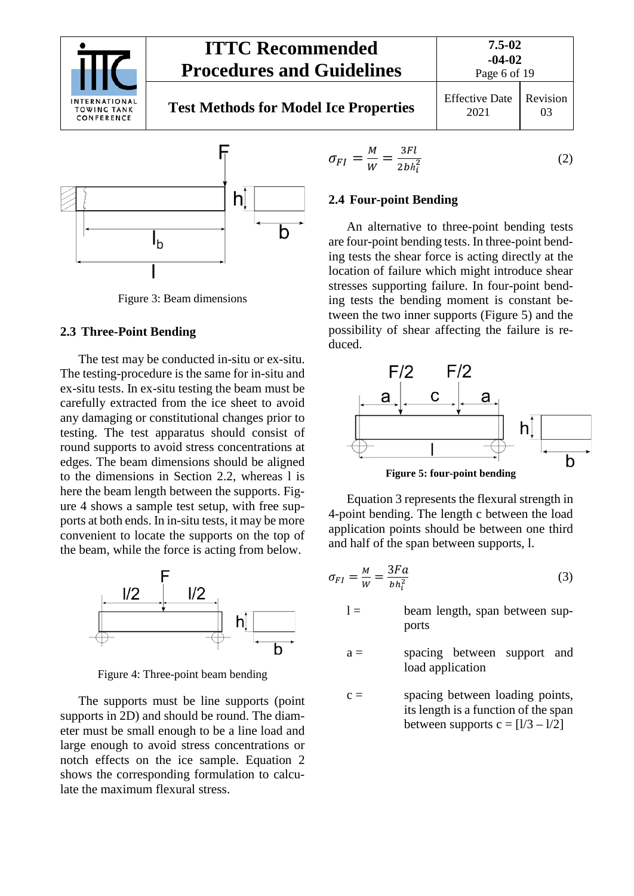Figure 3: Beam dimensions

## 2.3 Three-Point Bending

The test may be conducted in-situ or ex-situ. The testing-procedure is the same for in-situ and ex-situ tests. In ex-situ testing the beam must be carefully extracted from the ice sheet to avoid any damaging or constitutional changes prior to testing. The test apparatus should consist of round supports to avoid stress concentrations at edges. The beam dimensions should be aligned to the dimensions in Section 2.2, whereas l is here the beam length between the supports. Figure 4 shows a sample test setup, with free supports at both ends. In in-situ tests, it may be more convenient to locate the supports on the top of the beam, while the force is acting from below.

Figure 4: Three-point beam bending

The supports must be line supports (point supports in 2D) and should be round. The diameter must be small enough to be a line load and large enough to avoid stress concentrations or notch effects on the ice sample. Equation 2 shows the corresponding formulation to calculate the maximum flexural stress.

$$\sigma_{FI} = \frac{M}{W} = \frac{3Fl}{2bh_i^2} \tag{2}$$

## 2.4 Four-point Bending

An alternative to three-point bending tests are four-point bending tests. In three-point bending tests the shear force is acting directly at the location of failure which might introduce shear stresses supporting failure. In four-point bending tests the bending moment is constant between the two inner supports (Figure 5) and the possibility of shear affecting the failure is reduced.

**Figure 5: four-point bending**

Equation 3 represents the flexural strength in 4-point bending. The length c between the load application points should be between one third and half of the span between supports, l.

$$\sigma_{FI} = \frac{M}{W} = \frac{3Fa}{bh_i^2} \tag{3}$$

| | |
|---|---|
| l = | beam length, span between supports |
| a = | spacing between support and load application |
| c = | spacing between loading points, its length is a function of the span between supports c = [l/3 – l/2] |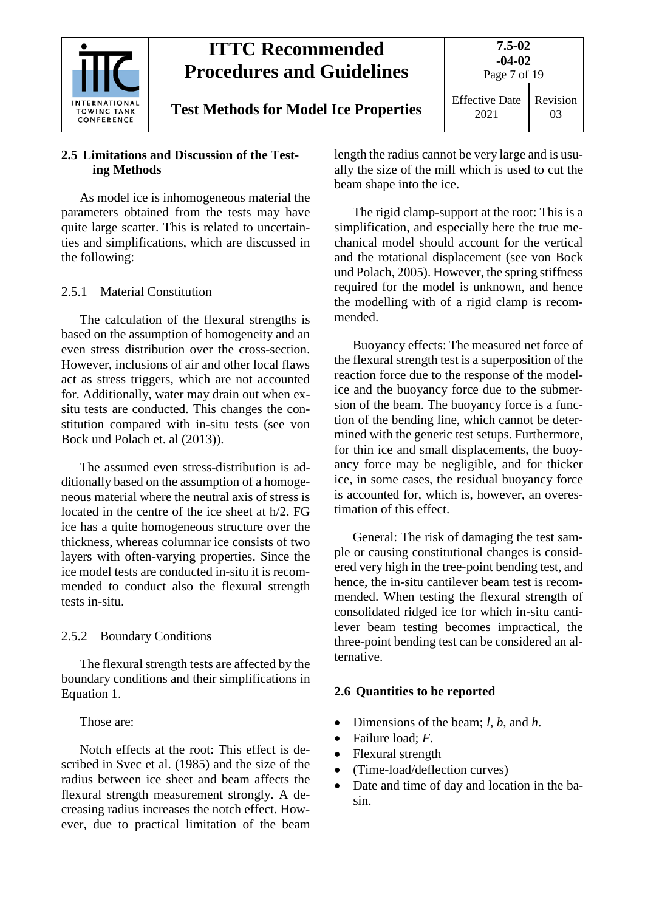## 2.5 Limitations and Discussion of the Testing Methods

As model ice is inhomogeneous material the parameters obtained from the tests may have quite large scatter. This is related to uncertainties and simplifications, which are discussed in the following:

### 2.5.1 Material Constitution

The calculation of the flexural strengths is based on the assumption of homogeneity and an even stress distribution over the cross-section. However, inclusions of air and other local flaws act as stress triggers, which are not accounted for. Additionally, water may drain out when ex-situ tests are conducted. This changes the constitution compared with in-situ tests (see von Bock und Polach et. al (2013)).

The assumed even stress-distribution is additionally based on the assumption of a homogeneous material where the neutral axis of stress is located in the centre of the ice sheet at h/2. FG ice has a quite homogeneous structure over the thickness, whereas columnar ice consists of two layers with often-varying properties. Since the ice model tests are conducted in-situ it is recommended to conduct also the flexural strength tests in-situ.

### 2.5.2 Boundary Conditions

The flexural strength tests are affected by the boundary conditions and their simplifications in Equation 1.

Those are:

Notch effects at the root: This effect is described in Svec et al. (1985) and the size of the radius between ice sheet and beam affects the flexural strength measurement strongly. A decreasing radius increases the notch effect. However, due to practical limitation of the beam length the radius cannot be very large and is usually the size of the mill which is used to cut the beam shape into the ice.

The rigid clamp-support at the root: This is a simplification, and especially here the true mechanical model should account for the vertical and the rotational displacement (see von Bock und Polach, 2005). However, the spring stiffness required for the model is unknown, and hence the modelling with of a rigid clamp is recommended.

Buoyancy effects: The measured net force of the flexural strength test is a superposition of the reaction force due to the response of the model-ice and the buoyancy force due to the submersion of the beam. The buoyancy force is a function of the bending line, which cannot be determined with the generic test setups. Furthermore, for thin ice and small displacements, the buoyancy force may be negligible, and for thicker ice, in some cases, the residual buoyancy force is accounted for, which is, however, an overestimation of this effect.

General: The risk of damaging the test sample or causing constitutional changes is considered very high in the tree-point bending test, and hence, the in-situ cantilever beam test is recommended. When testing the flexural strength of consolidated ridged ice for which in-situ cantilever beam testing becomes impractical, the three-point bending test can be considered an alternative.

## 2.6 Quantities to be reported

- Dimensions of the beam; $l$, $b$, and $h$.
- Failure load; $F$.
- Flexural strength
- (Time-load/deflection curves)
- Date and time of day and location in the basin.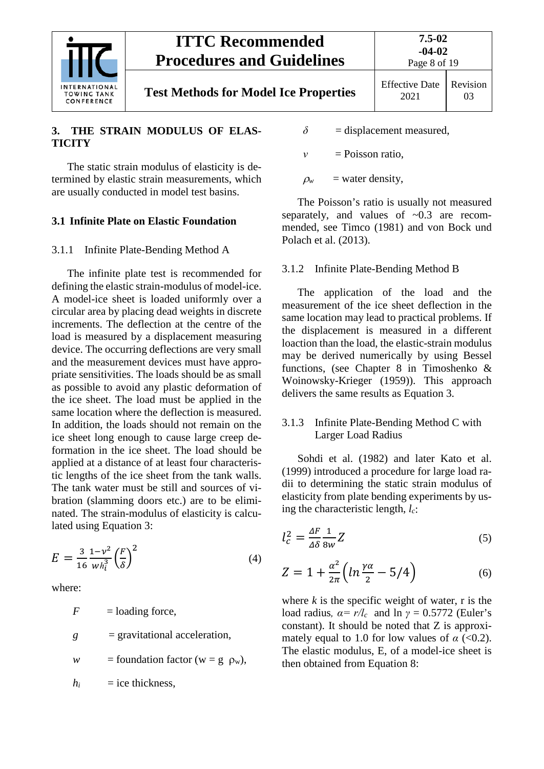## 3. THE STRAIN MODULUS OF ELASTICITY

The static strain modulus of elasticity is determined by elastic strain measurements, which are usually conducted in model test basins.

### 3.1 Infinite Plate on Elastic Foundation

#### 3.1.1 Infinite Plate-Bending Method A

The infinite plate test is recommended for defining the elastic strain-modulus of model-ice. A model-ice sheet is loaded uniformly over a circular area by placing dead weights in discrete increments. The deflection at the centre of the load is measured by a displacement measuring device. The occurring deflections are very small and the measurement devices must have appropriate sensitivities. The loads should be as small as possible to avoid any plastic deformation of the ice sheet. The load must be applied in the same location where the deflection is measured. In addition, the loads should not remain on the ice sheet long enough to cause large creep deformation in the ice sheet. The load should be applied at a distance of at least four characteristic lengths of the ice sheet from the tank walls. The tank water must be still and sources of vibration (slamming doors etc.) are to be eliminated. The strain-modulus of elasticity is calculated using Equation 3:

$$E = \frac{3}{16}\frac{1-\nu^2}{w h_i^3}\left(\frac{F}{\delta}\right)^2 \tag{4}$$

where:

- $F$ = loading force,
- $g$ = gravitational acceleration,
- $w$ = foundation factor ($w = g\ \rho_w$),
- $h_i$ = ice thickness,
- $\delta$ = displacement measured,
- $\nu$ = Poisson ratio,
- $\rho_w$ = water density,

The Poisson's ratio is usually not measured separately, and values of ~0.3 are recommended, see Timco (1981) and von Bock und Polach et al. (2013).

#### 3.1.2 Infinite Plate-Bending Method B

The application of the load and the measurement of the ice sheet deflection in the same location may lead to practical problems. If the displacement is measured in a different loaction than the load, the elastic-strain modulus may be derived numerically by using Bessel functions, (see Chapter 8 in Timoshenko & Woinowsky-Krieger (1959)). This approach delivers the same results as Equation 3.

#### 3.1.3 Infinite Plate-Bending Method C with Larger Load Radius

Sohdi et al. (1982) and later Kato et al. (1999) introduced a procedure for large load radii to determining the static strain modulus of elasticity from plate bending experiments by using the characteristic length, $l_c$:

$$l_c^2 = \frac{\Delta F}{\Delta\delta}\frac{1}{8w}Z \tag{5}$$

$$Z = 1 + \frac{\alpha^2}{2\pi}\left(\ln\frac{\gamma\alpha}{2} - 5/4\right) \tag{6}$$

where $k$ is the specific weight of water, r is the load radius, $\alpha = r/l_c$ and $\ln\gamma = 0.5772$ (Euler's constant). It should be noted that Z is approximately equal to 1.0 for low values of $\alpha$ (<0.2). The elastic modulus, E, of a model-ice sheet is then obtained from Equation 8: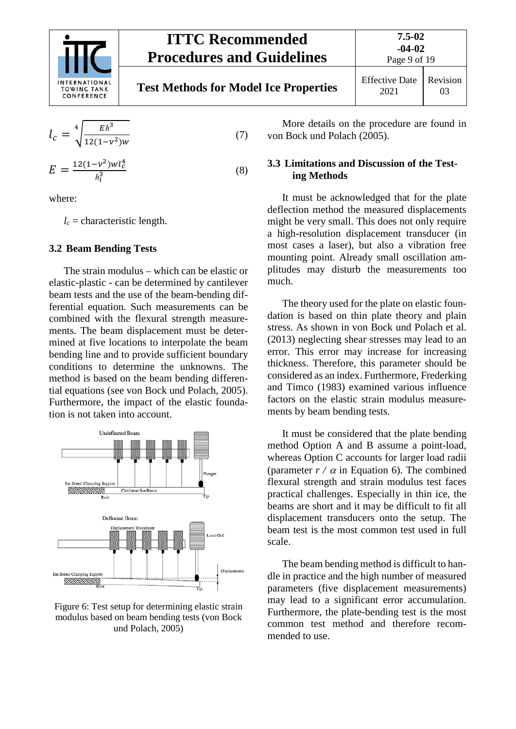$$l_c = \sqrt[4]{\frac{Eh^3}{12(1-\nu^2)w}} \tag{7}$$

$$E = \frac{12(1-\nu^2)wl_c^4}{h_i^3} \tag{8}$$

where:

$l_c$ = characteristic length.

### 3.2 Beam Bending Tests

The strain modulus – which can be elastic or elastic-plastic - can be determined by cantilever beam tests and the use of the beam-bending differential equation. Such measurements can be combined with the flexural strength measurements. The beam displacement must be determined at five locations to interpolate the beam bending line and to provide sufficient boundary conditions to determine the unknowns. The method is based on the beam bending differential equations (see von Bock und Polach, 2005). Furthermore, the impact of the elastic foundation is not taken into account.

Figure 6: Test setup for determining elastic strain modulus based on beam bending tests (von Bock und Polach, 2005)

More details on the procedure are found in von Bock und Polach (2005).

### 3.3 Limitations and Discussion of the Testing Methods

It must be acknowledged that for the plate deflection method the measured displacements might be very small. This does not only require a high-resolution displacement transducer (in most cases a laser), but also a vibration free mounting point. Already small oscillation amplitudes may disturb the measurements too much.

The theory used for the plate on elastic foundation is based on thin plate theory and plain stress. As shown in von Bock und Polach et al. (2013) neglecting shear stresses may lead to an error. This error may increase for increasing thickness. Therefore, this parameter should be considered as an index. Furthermore, Frederking and Timco (1983) examined various influence factors on the elastic strain modulus measurements by beam bending tests.

It must be considered that the plate bending method Option A and B assume a point-load, whereas Option C accounts for larger load radii (parameter $r$ / $\alpha$ in Equation 6). The combined flexural strength and strain modulus test faces practical challenges. Especially in thin ice, the beams are short and it may be difficult to fit all displacement transducers onto the setup. The beam test is the most common test used in full scale.

The beam bending method is difficult to handle in practice and the high number of measured parameters (five displacement measurements) may lead to a significant error accumulation. Furthermore, the plate-bending test is the most common test method and therefore recommended to use.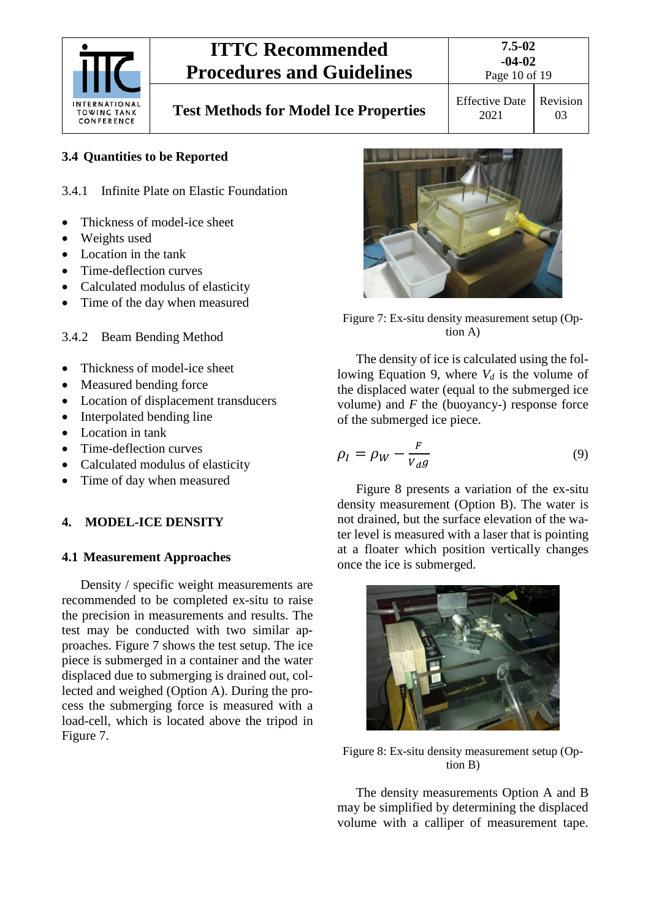### 3.4 Quantities to be Reported

3.4.1 Infinite Plate on Elastic Foundation

- Thickness of model-ice sheet
- Weights used
- Location in the tank
- Time-deflection curves
- Calculated modulus of elasticity
- Time of the day when measured

3.4.2 Beam Bending Method

- Thickness of model-ice sheet
- Measured bending force
- Location of displacement transducers
- Interpolated bending line
- Location in tank
- Time-deflection curves
- Calculated modulus of elasticity
- Time of day when measured

## 4. MODEL-ICE DENSITY

### 4.1 Measurement Approaches

Density / specific weight measurements are recommended to be completed ex-situ to raise the precision in measurements and results. The test may be conducted with two similar approaches. Figure 7 shows the test setup. The ice piece is submerged in a container and the water displaced due to submerging is drained out, collected and weighed (Option A). During the process the submerging force is measured with a load-cell, which is located above the tripod in Figure 7.

Figure 7: Ex-situ density measurement setup (Option A)

The density of ice is calculated using the following Equation 9, where $V_d$ is the volume of the displaced water (equal to the submerged ice volume) and $F$ the (buoyancy-) response force of the submerged ice piece.

$$\rho_I = \rho_W - \frac{F}{V_d g} \tag{9}$$

Figure 8 presents a variation of the ex-situ density measurement (Option B). The water is not drained, but the surface elevation of the water level is measured with a laser that is pointing at a floater which position vertically changes once the ice is submerged.

Figure 8: Ex-situ density measurement setup (Option B)

The density measurements Option A and B may be simplified by determining the displaced volume with a calliper of measurement tape.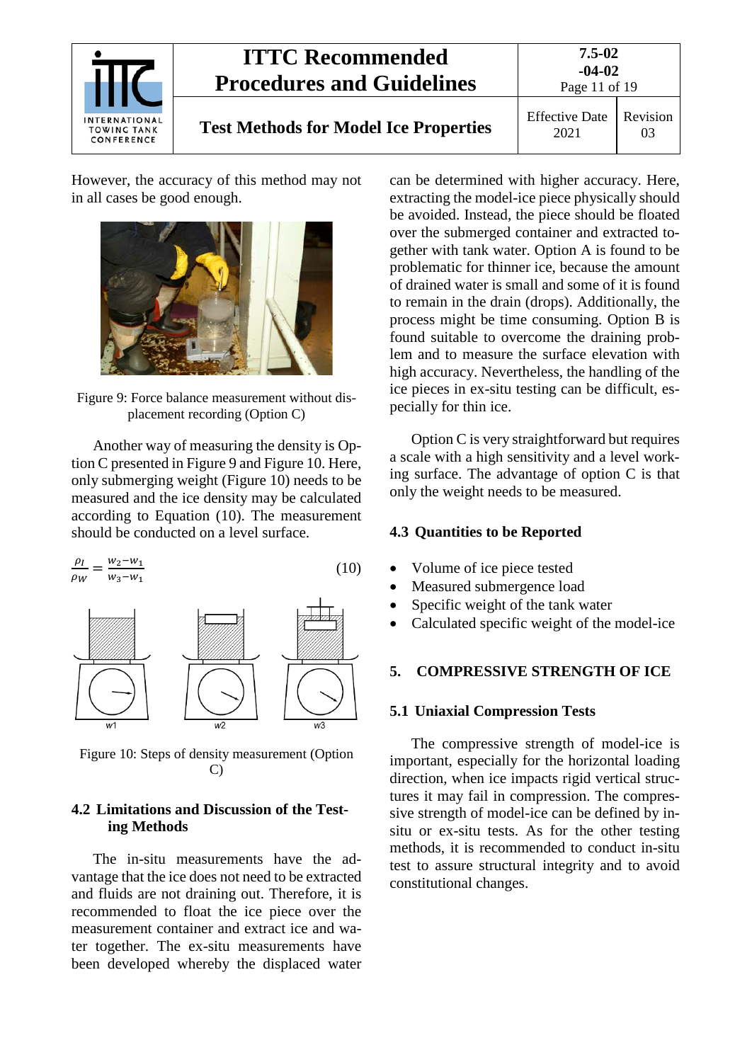However, the accuracy of this method may not in all cases be good enough.

Figure 9: Force balance measurement without displacement recording (Option C)

Another way of measuring the density is Option C presented in Figure 9 and Figure 10. Here, only submerging weight (Figure 10) needs to be measured and the ice density may be calculated according to Equation (10). The measurement should be conducted on a level surface.

$$\frac{\rho_I}{\rho_W} = \frac{w_2 - w_1}{w_3 - w_1} \tag{10}$$

Figure 10: Steps of density measurement (Option C)

### 4.2 Limitations and Discussion of the Testing Methods

The in-situ measurements have the advantage that the ice does not need to be extracted and fluids are not draining out. Therefore, it is recommended to float the ice piece over the measurement container and extract ice and water together. The ex-situ measurements have been developed whereby the displaced water can be determined with higher accuracy. Here, extracting the model-ice piece physically should be avoided. Instead, the piece should be floated over the submerged container and extracted together with tank water. Option A is found to be problematic for thinner ice, because the amount of drained water is small and some of it is found to remain in the drain (drops). Additionally, the process might be time consuming. Option B is found suitable to overcome the draining problem and to measure the surface elevation with high accuracy. Nevertheless, the handling of the ice pieces in ex-situ testing can be difficult, especially for thin ice.

Option C is very straightforward but requires a scale with a high sensitivity and a level working surface. The advantage of option C is that only the weight needs to be measured.

### 4.3 Quantities to be Reported

- Volume of ice piece tested
- Measured submergence load
- Specific weight of the tank water
- Calculated specific weight of the model-ice

## 5. COMPRESSIVE STRENGTH OF ICE

### 5.1 Uniaxial Compression Tests

The compressive strength of model-ice is important, especially for the horizontal loading direction, when ice impacts rigid vertical structures it may fail in compression. The compressive strength of model-ice can be defined by in-situ or ex-situ tests. As for the other testing methods, it is recommended to conduct in-situ test to assure structural integrity and to avoid constitutional changes.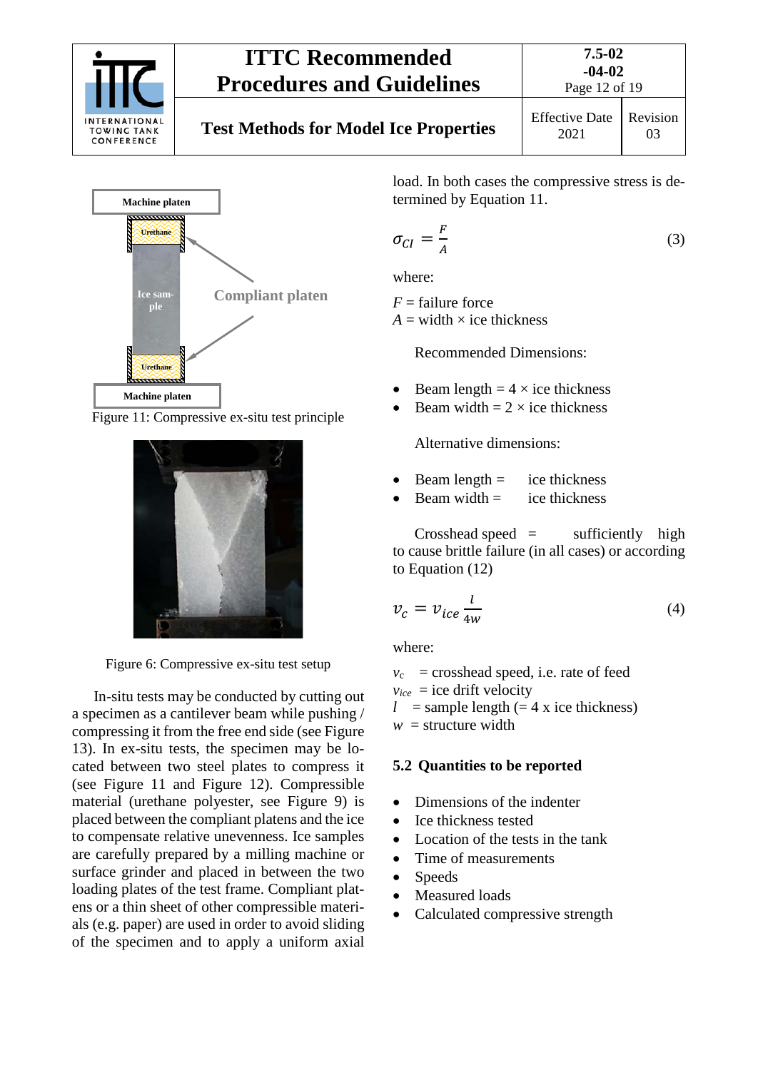Figure 11: Compressive ex-situ test principle

Figure 6: Compressive ex-situ test setup

In-situ tests may be conducted by cutting out a specimen as a cantilever beam while pushing / compressing it from the free end side (see Figure 13). In ex-situ tests, the specimen may be located between two steel plates to compress it (see Figure 11 and Figure 12). Compressible material (urethane polyester, see Figure 9) is placed between the compliant platens and the ice to compensate relative unevenness. Ice samples are carefully prepared by a milling machine or surface grinder and placed in between the two loading plates of the test frame. Compliant platens or a thin sheet of other compressible materials (e.g. paper) are used in order to avoid sliding of the specimen and to apply a uniform axial load. In both cases the compressive stress is determined by Equation 11.

$$\sigma_{CI} = \frac{F}{A} \tag{3}$$

where:

$F$ = failure force
$A$ = width × ice thickness

Recommended Dimensions:

- Beam length = 4 × ice thickness
- Beam width = 2 × ice thickness

Alternative dimensions:

- Beam length = ice thickness
- Beam width = ice thickness

Crosshead speed = sufficiently high to cause brittle failure (in all cases) or according to Equation (12)

$$v_c = v_{ice} \frac{l}{4w} \tag{4}$$

where:

$v_c$ = crosshead speed, i.e. rate of feed
$v_{ice}$ = ice drift velocity
$l$ = sample length (= 4 x ice thickness)
$w$ = structure width

## 5.2 Quantities to be reported

- Dimensions of the indenter
- Ice thickness tested
- Location of the tests in the tank
- Time of measurements
- Speeds
- Measured loads
- Calculated compressive strength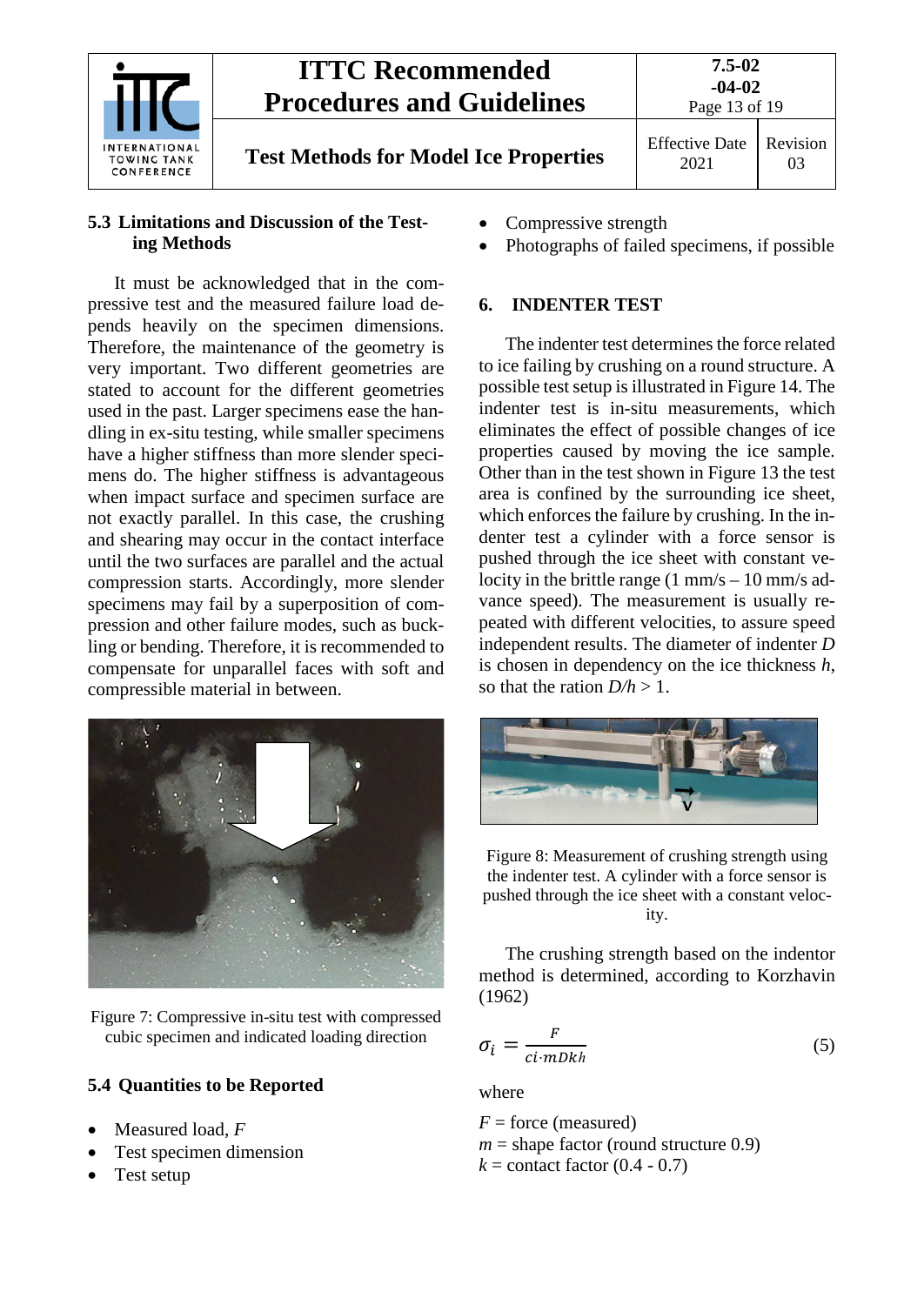### 5.3 Limitations and Discussion of the Testing Methods

It must be acknowledged that in the compressive test and the measured failure load depends heavily on the specimen dimensions. Therefore, the maintenance of the geometry is very important. Two different geometries are stated to account for the different geometries used in the past. Larger specimens ease the handling in ex-situ testing, while smaller specimens have a higher stiffness than more slender specimens do. The higher stiffness is advantageous when impact surface and specimen surface are not exactly parallel. In this case, the crushing and shearing may occur in the contact interface until the two surfaces are parallel and the actual compression starts. Accordingly, more slender specimens may fail by a superposition of compression and other failure modes, such as buckling or bending. Therefore, it is recommended to compensate for unparallel faces with soft and compressible material in between.

Figure 7: Compressive in-situ test with compressed cubic specimen and indicated loading direction

### 5.4 Quantities to be Reported

- Measured load, *F*
- Test specimen dimension
- Test setup
- Compressive strength
- Photographs of failed specimens, if possible

## 6. INDENTER TEST

The indenter test determines the force related to ice failing by crushing on a round structure. A possible test setup is illustrated in Figure 14. The indenter test is in-situ measurements, which eliminates the effect of possible changes of ice properties caused by moving the ice sample. Other than in the test shown in Figure 13 the test area is confined by the surrounding ice sheet, which enforces the failure by crushing. In the indenter test a cylinder with a force sensor is pushed through the ice sheet with constant velocity in the brittle range (1 mm/s – 10 mm/s advance speed). The measurement is usually repeated with different velocities, to assure speed independent results. The diameter of indenter *D* is chosen in dependency on the ice thickness *h*, so that the ration *D/h* > 1.

Figure 8: Measurement of crushing strength using the indenter test. A cylinder with a force sensor is pushed through the ice sheet with a constant velocity.

The crushing strength based on the indentor method is determined, according to Korzhavin (1962)

$$\sigma_i = \frac{F}{ci \cdot mDkh} \tag{5}$$

where

$F$ = force (measured)
$m$ = shape factor (round structure 0.9)
$k$ = contact factor (0.4 - 0.7)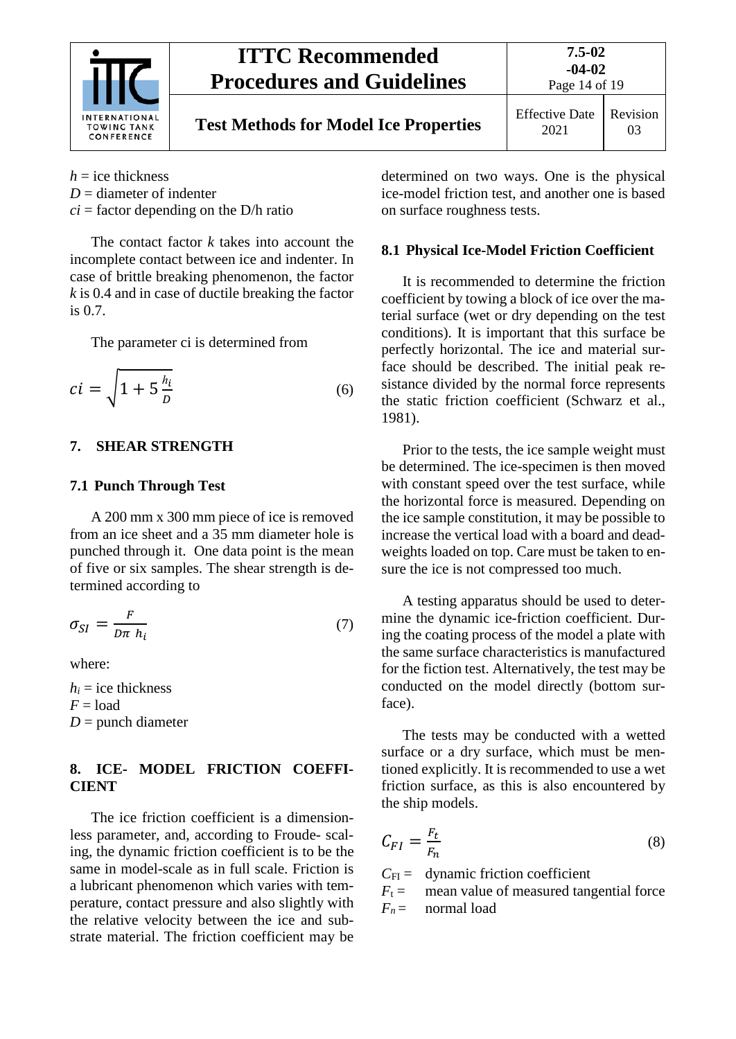$h$ = ice thickness
$D$ = diameter of indenter
$ci$ = factor depending on the D/h ratio

The contact factor $k$ takes into account the incomplete contact between ice and indenter. In case of brittle breaking phenomenon, the factor $k$ is 0.4 and in case of ductile breaking the factor is 0.7.

The parameter ci is determined from

$$ci = \sqrt{1 + 5\frac{h_i}{D}} \tag{6}$$

## 7. SHEAR STRENGTH

### 7.1 Punch Through Test

A 200 mm x 300 mm piece of ice is removed from an ice sheet and a 35 mm diameter hole is punched through it. One data point is the mean of five or six samples. The shear strength is determined according to

$$\sigma_{SI} = \frac{F}{D\pi \ h_i} \tag{7}$$

where:

$h_i$ = ice thickness
$F$ = load
$D$ = punch diameter

## 8. ICE- MODEL FRICTION COEFFICIENT

The ice friction coefficient is a dimensionless parameter, and, according to Froude- scaling, the dynamic friction coefficient is to be the same in model-scale as in full scale. Friction is a lubricant phenomenon which varies with temperature, contact pressure and also slightly with the relative velocity between the ice and substrate material. The friction coefficient may be determined on two ways. One is the physical ice-model friction test, and another one is based on surface roughness tests.

### 8.1 Physical Ice-Model Friction Coefficient

It is recommended to determine the friction coefficient by towing a block of ice over the material surface (wet or dry depending on the test conditions). It is important that this surface be perfectly horizontal. The ice and material surface should be described. The initial peak resistance divided by the normal force represents the static friction coefficient (Schwarz et al., 1981).

Prior to the tests, the ice sample weight must be determined. The ice-specimen is then moved with constant speed over the test surface, while the horizontal force is measured. Depending on the ice sample constitution, it may be possible to increase the vertical load with a board and dead-weights loaded on top. Care must be taken to ensure the ice is not compressed too much.

A testing apparatus should be used to determine the dynamic ice-friction coefficient. During the coating process of the model a plate with the same surface characteristics is manufactured for the fiction test. Alternatively, the test may be conducted on the model directly (bottom surface).

The tests may be conducted with a wetted surface or a dry surface, which must be mentioned explicitly. It is recommended to use a wet friction surface, as this is also encountered by the ship models.

$$C_{FI} = \frac{F_t}{F_n} \tag{8}$$

$C_{FI}$ = dynamic friction coefficient
$F_t$ = mean value of measured tangential force
$F_n$ = normal load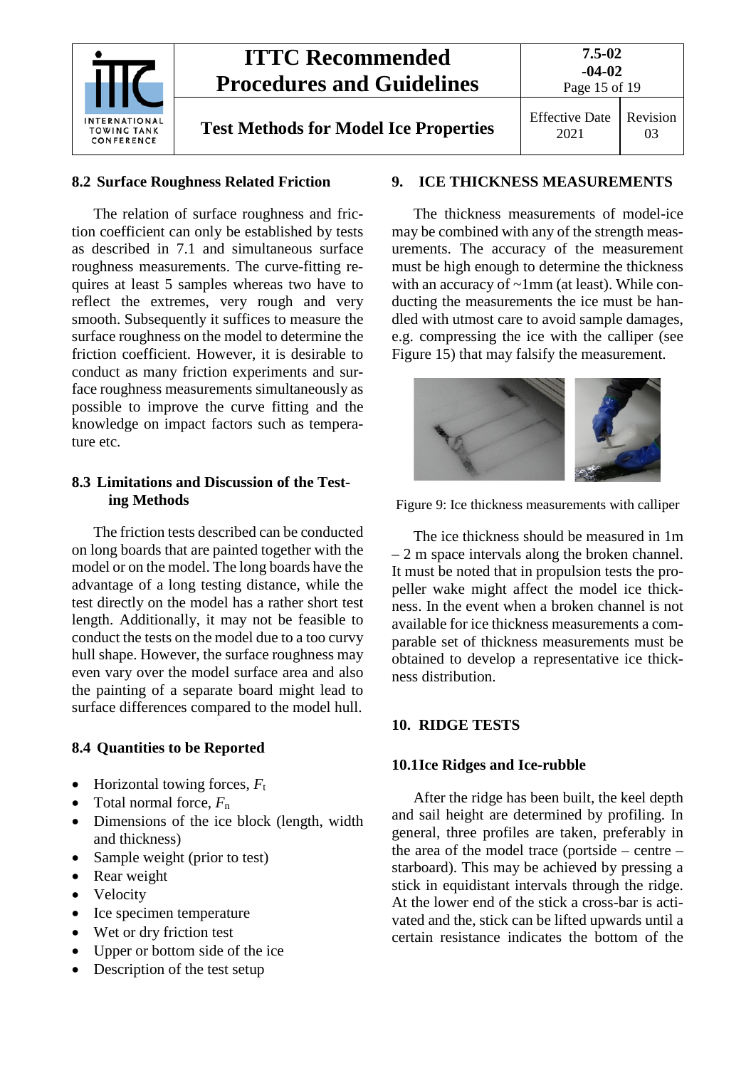## 8.2 Surface Roughness Related Friction

The relation of surface roughness and friction coefficient can only be established by tests as described in 7.1 and simultaneous surface roughness measurements. The curve-fitting requires at least 5 samples whereas two have to reflect the extremes, very rough and very smooth. Subsequently it suffices to measure the surface roughness on the model to determine the friction coefficient. However, it is desirable to conduct as many friction experiments and surface roughness measurements simultaneously as possible to improve the curve fitting and the knowledge on impact factors such as temperature etc.

## 8.3 Limitations and Discussion of the Testing Methods

The friction tests described can be conducted on long boards that are painted together with the model or on the model. The long boards have the advantage of a long testing distance, while the test directly on the model has a rather short test length. Additionally, it may not be feasible to conduct the tests on the model due to a too curvy hull shape. However, the surface roughness may even vary over the model surface area and also the painting of a separate board might lead to surface differences compared to the model hull.

## 8.4 Quantities to be Reported

- Horizontal towing forces, $F_t$
- Total normal force, $F_n$
- Dimensions of the ice block (length, width and thickness)
- Sample weight (prior to test)
- Rear weight
- Velocity
- Ice specimen temperature
- Wet or dry friction test
- Upper or bottom side of the ice
- Description of the test setup

# 9. ICE THICKNESS MEASUREMENTS

The thickness measurements of model-ice may be combined with any of the strength measurements. The accuracy of the measurement must be high enough to determine the thickness with an accuracy of ~1mm (at least). While conducting the measurements the ice must be handled with utmost care to avoid sample damages, e.g. compressing the ice with the calliper (see Figure 15) that may falsify the measurement.

Figure 9: Ice thickness measurements with calliper

The ice thickness should be measured in 1m – 2 m space intervals along the broken channel. It must be noted that in propulsion tests the propeller wake might affect the model ice thickness. In the event when a broken channel is not available for ice thickness measurements a comparable set of thickness measurements must be obtained to develop a representative ice thickness distribution.

# 10. RIDGE TESTS

## 10.1 Ice Ridges and Ice-rubble

After the ridge has been built, the keel depth and sail height are determined by profiling. In general, three profiles are taken, preferably in the area of the model trace (portside – centre – starboard). This may be achieved by pressing a stick in equidistant intervals through the ridge. At the lower end of the stick a cross-bar is activated and the, stick can be lifted upwards until a certain resistance indicates the bottom of the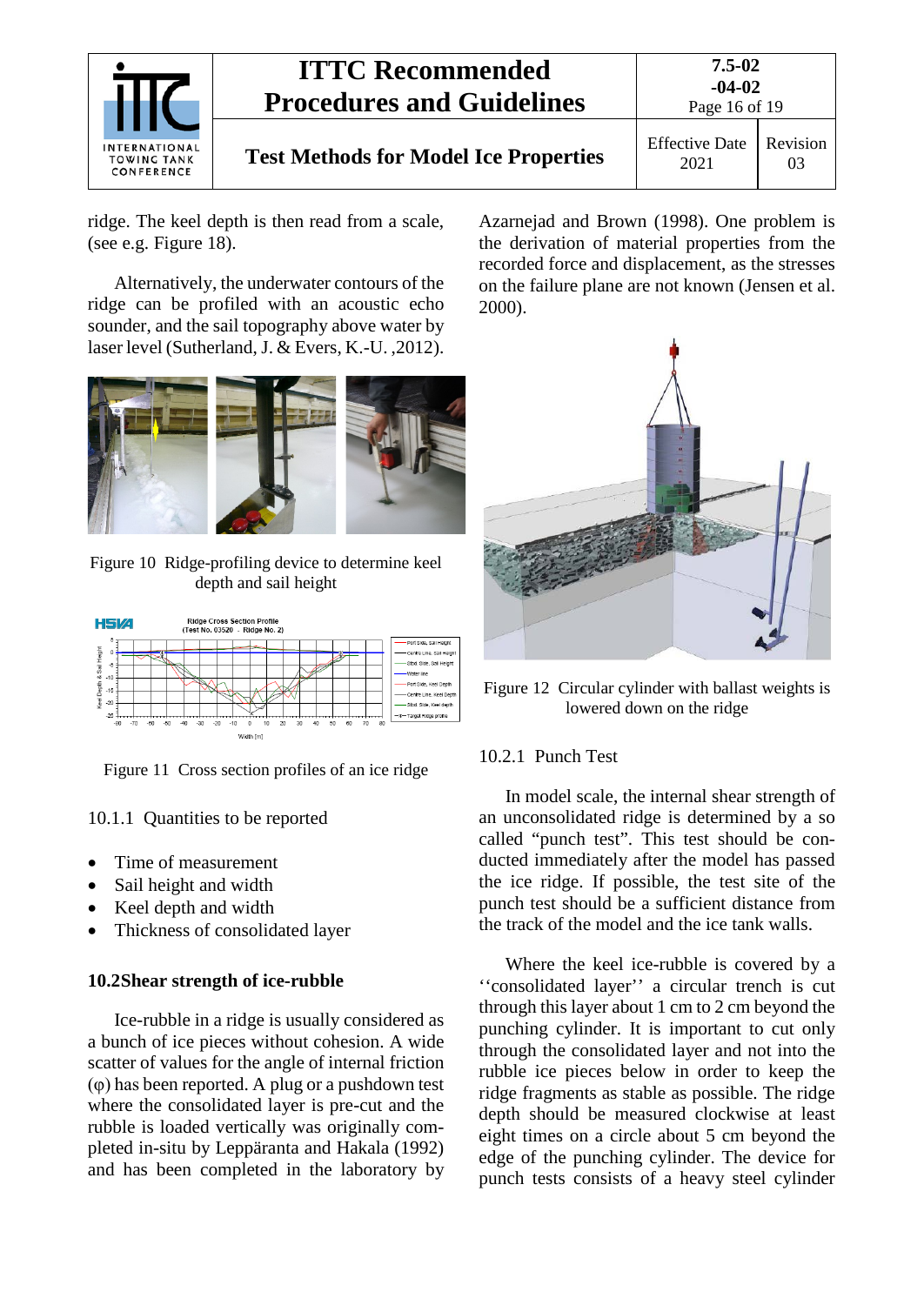ridge. The keel depth is then read from a scale, (see e.g. Figure 18).

Alternatively, the underwater contours of the ridge can be profiled with an acoustic echo sounder, and the sail topography above water by laser level (Sutherland, J. & Evers, K.-U. ,2012).

Figure 10 Ridge-profiling device to determine keel depth and sail height

Figure 11 Cross section profiles of an ice ridge

### 10.1.1 Quantities to be reported

- Time of measurement
- Sail height and width
- Keel depth and width
- Thickness of consolidated layer

## 10.2 Shear strength of ice-rubble

Ice-rubble in a ridge is usually considered as a bunch of ice pieces without cohesion. A wide scatter of values for the angle of internal friction (φ) has been reported. A plug or a pushdown test where the consolidated layer is pre-cut and the rubble is loaded vertically was originally completed in-situ by Leppäranta and Hakala (1992) and has been completed in the laboratory by Azarnejad and Brown (1998). One problem is the derivation of material properties from the recorded force and displacement, as the stresses on the failure plane are not known (Jensen et al. 2000).

Figure 12 Circular cylinder with ballast weights is lowered down on the ridge

### 10.2.1 Punch Test

In model scale, the internal shear strength of an unconsolidated ridge is determined by a so called "punch test". This test should be conducted immediately after the model has passed the ice ridge. If possible, the test site of the punch test should be a sufficient distance from the track of the model and the ice tank walls.

Where the keel ice-rubble is covered by a ''consolidated layer'' a circular trench is cut through this layer about 1 cm to 2 cm beyond the punching cylinder. It is important to cut only through the consolidated layer and not into the rubble ice pieces below in order to keep the ridge fragments as stable as possible. The ridge depth should be measured clockwise at least eight times on a circle about 5 cm beyond the edge of the punching cylinder. The device for punch tests consists of a heavy steel cylinder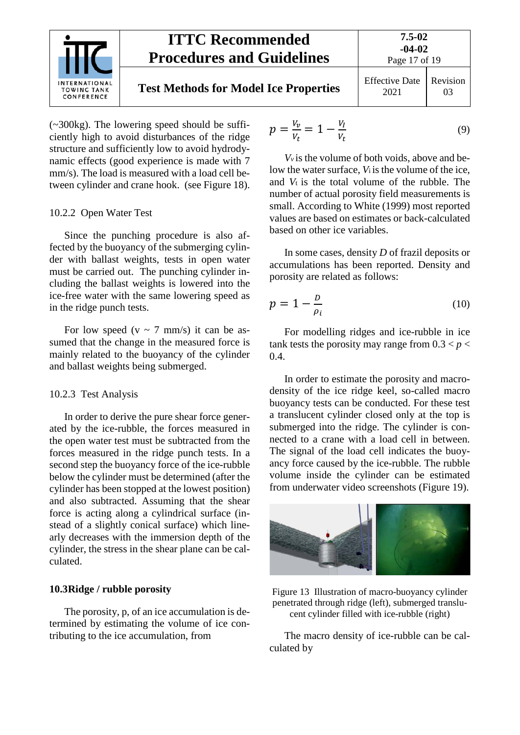(~300kg). The lowering speed should be sufficiently high to avoid disturbances of the ridge structure and sufficiently low to avoid hydrodynamic effects (good experience is made with 7 mm/s). The load is measured with a load cell between cylinder and crane hook. (see Figure 18).

### 10.2.2 Open Water Test

Since the punching procedure is also affected by the buoyancy of the submerging cylinder with ballast weights, tests in open water must be carried out. The punching cylinder including the ballast weights is lowered into the ice-free water with the same lowering speed as in the ridge punch tests.

For low speed (v ~ 7 mm/s) it can be assumed that the change in the measured force is mainly related to the buoyancy of the cylinder and ballast weights being submerged.

### 10.2.3 Test Analysis

In order to derive the pure shear force generated by the ice-rubble, the forces measured in the open water test must be subtracted from the forces measured in the ridge punch tests. In a second step the buoyancy force of the ice-rubble below the cylinder must be determined (after the cylinder has been stopped at the lowest position) and also subtracted. Assuming that the shear force is acting along a cylindrical surface (instead of a slightly conical surface) which linearly decreases with the immersion depth of the cylinder, the stress in the shear plane can be calculated.

## 10.3 Ridge / rubble porosity

The porosity, p, of an ice accumulation is determined by estimating the volume of ice contributing to the ice accumulation, from

$$p = \frac{V_v}{V_t} = 1 - \frac{V_I}{V_t} \tag{9}$$

$V_v$ is the volume of both voids, above and below the water surface, $V_i$ is the volume of the ice, and $V_t$ is the total volume of the rubble. The number of actual porosity field measurements is small. According to White (1999) most reported values are based on estimates or back-calculated based on other ice variables.

In some cases, density *D* of frazil deposits or accumulations has been reported. Density and porosity are related as follows:

$$p = 1 - \frac{D}{\rho_i} \tag{10}$$

For modelling ridges and ice-rubble in ice tank tests the porosity may range from $0.3 < p < 0.4$.

In order to estimate the porosity and macro-density of the ice ridge keel, so-called macro buoyancy tests can be conducted. For these test a translucent cylinder closed only at the top is submerged into the ridge. The cylinder is connected to a crane with a load cell in between. The signal of the load cell indicates the buoyancy force caused by the ice-rubble. The rubble volume inside the cylinder can be estimated from underwater video screenshots (Figure 19).

Figure 13 Illustration of macro-buoyancy cylinder penetrated through ridge (left), submerged translucent cylinder filled with ice-rubble (right)

The macro density of ice-rubble can be calculated by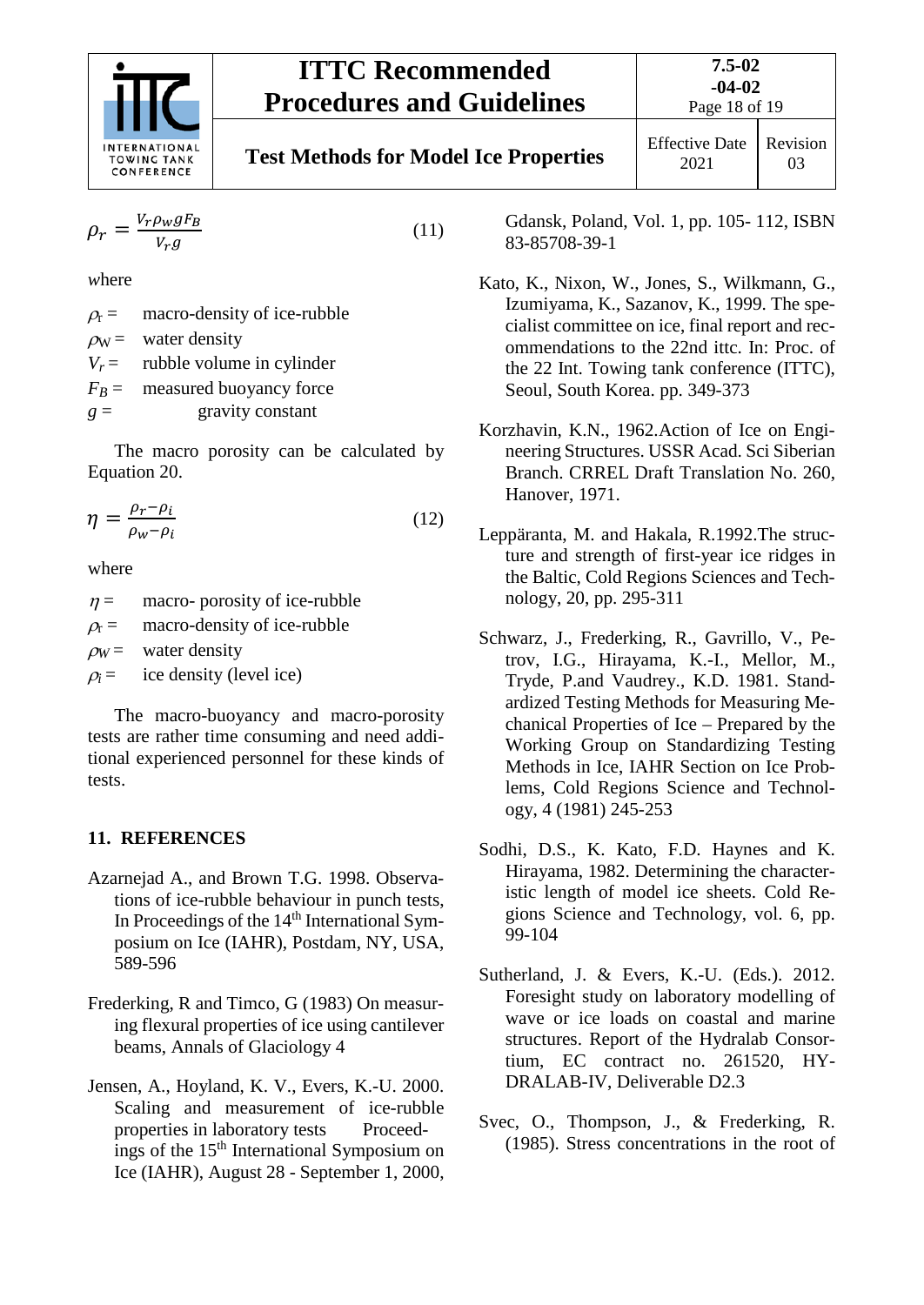$$\rho_r = \frac{V_r \rho_W g F_B}{V_r g} \tag{11}$$

where

$\rho_r$ = macro-density of ice-rubble
$\rho_W$ = water density
$V_r$ = rubble volume in cylinder
$F_B$ = measured buoyancy force
$g$ = gravity constant

The macro porosity can be calculated by Equation 20.

$$\eta = \frac{\rho_r - \rho_i}{\rho_w - \rho_i} \tag{12}$$

where

$\eta$ = macro- porosity of ice-rubble
$\rho_r$ = macro-density of ice-rubble
$\rho_W$ = water density
$\rho_i$ = ice density (level ice)

The macro-buoyancy and macro-porosity tests are rather time consuming and need additional experienced personnel for these kinds of tests.

## 11. REFERENCES

Azarnejad A., and Brown T.G. 1998. Observations of ice-rubble behaviour in punch tests, In Proceedings of the 14th International Symposium on Ice (IAHR), Postdam, NY, USA, 589-596

Frederking, R and Timco, G (1983) On measuring flexural properties of ice using cantilever beams, Annals of Glaciology 4

Jensen, A., Hoyland, K. V., Evers, K.-U. 2000. Scaling and measurement of ice-rubble properties in laboratory tests Proceedings of the 15th International Symposium on Ice (IAHR), August 28 - September 1, 2000, Gdansk, Poland, Vol. 1, pp. 105- 112, ISBN 83-85708-39-1

Kato, K., Nixon, W., Jones, S., Wilkmann, G., Izumiyama, K., Sazanov, K., 1999. The specialist committee on ice, final report and recommendations to the 22nd ittc. In: Proc. of the 22 Int. Towing tank conference (ITTC), Seoul, South Korea. pp. 349-373

Korzhavin, K.N., 1962.Action of Ice on Engineering Structures. USSR Acad. Sci Siberian Branch. CRREL Draft Translation No. 260, Hanover, 1971.

Leppäranta, M. and Hakala, R.1992.The structure and strength of first-year ice ridges in the Baltic, Cold Regions Sciences and Technology, 20, pp. 295-311

Schwarz, J., Frederking, R., Gavrillo, V., Petrov, I.G., Hirayama, K.-I., Mellor, M., Tryde, P.and Vaudrey., K.D. 1981. Standardized Testing Methods for Measuring Mechanical Properties of Ice – Prepared by the Working Group on Standardizing Testing Methods in Ice, IAHR Section on Ice Problems, Cold Regions Science and Technology, 4 (1981) 245-253

Sodhi, D.S., K. Kato, F.D. Haynes and K. Hirayama, 1982. Determining the characteristic length of model ice sheets. Cold Regions Science and Technology, vol. 6, pp. 99-104

Sutherland, J. & Evers, K.-U. (Eds.). 2012. Foresight study on laboratory modelling of wave or ice loads on coastal and marine structures. Report of the Hydralab Consortium, EC contract no. 261520, HYDRALAB-IV, Deliverable D2.3

Svec, O., Thompson, J., & Frederking, R. (1985). Stress concentrations in the root of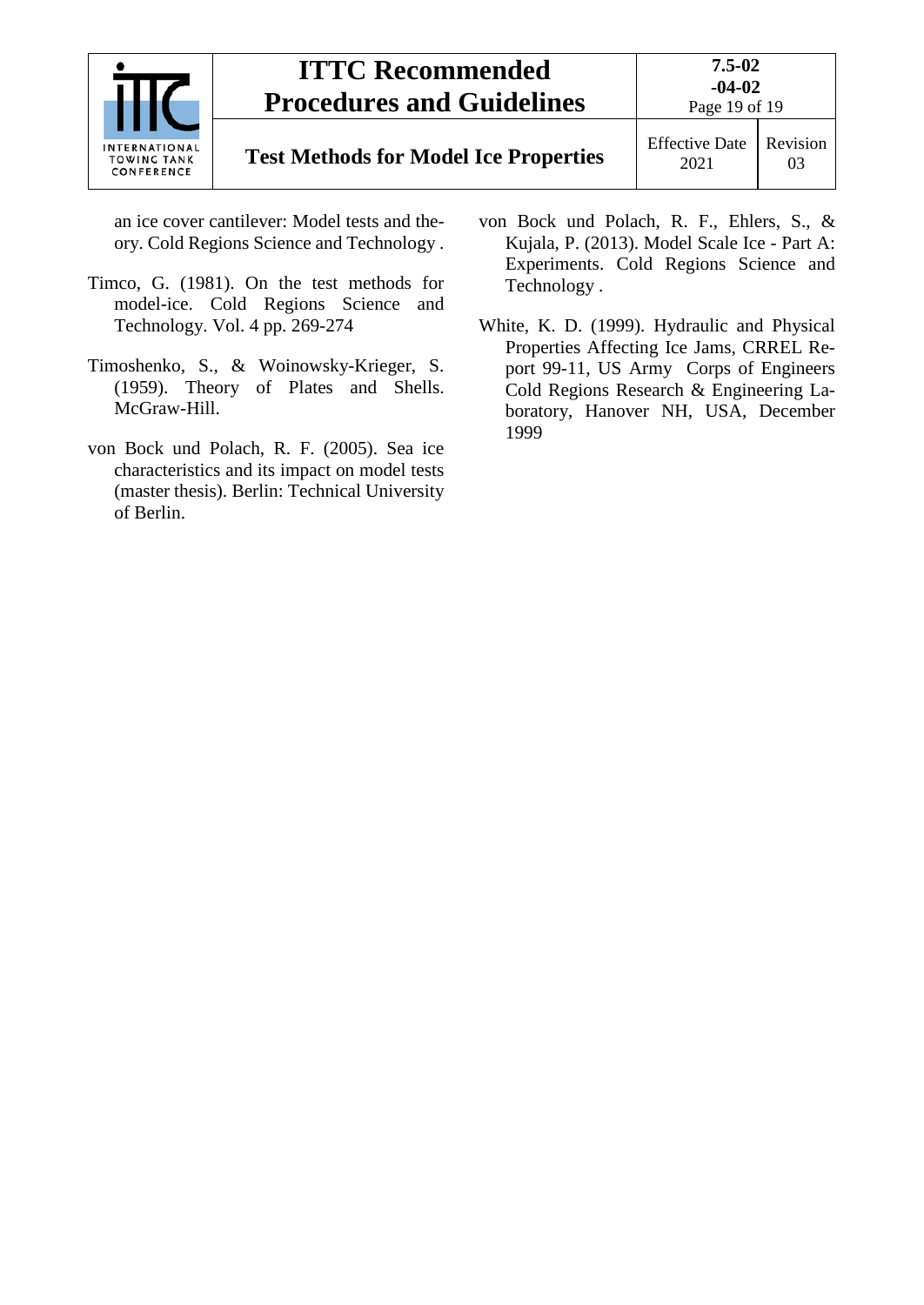an ice cover cantilever: Model tests and theory. Cold Regions Science and Technology .

Timco, G. (1981). On the test methods for model-ice. Cold Regions Science and Technology. Vol. 4 pp. 269-274

Timoshenko, S., & Woinowsky-Krieger, S. (1959). Theory of Plates and Shells. McGraw-Hill.

von Bock und Polach, R. F. (2005). Sea ice characteristics and its impact on model tests (master thesis). Berlin: Technical University of Berlin.

von Bock und Polach, R. F., Ehlers, S., & Kujala, P. (2013). Model Scale Ice - Part A: Experiments. Cold Regions Science and Technology .

White, K. D. (1999). Hydraulic and Physical Properties Affecting Ice Jams, CRREL Report 99-11, US Army Corps of Engineers Cold Regions Research & Engineering Laboratory, Hanover NH, USA, December 1999